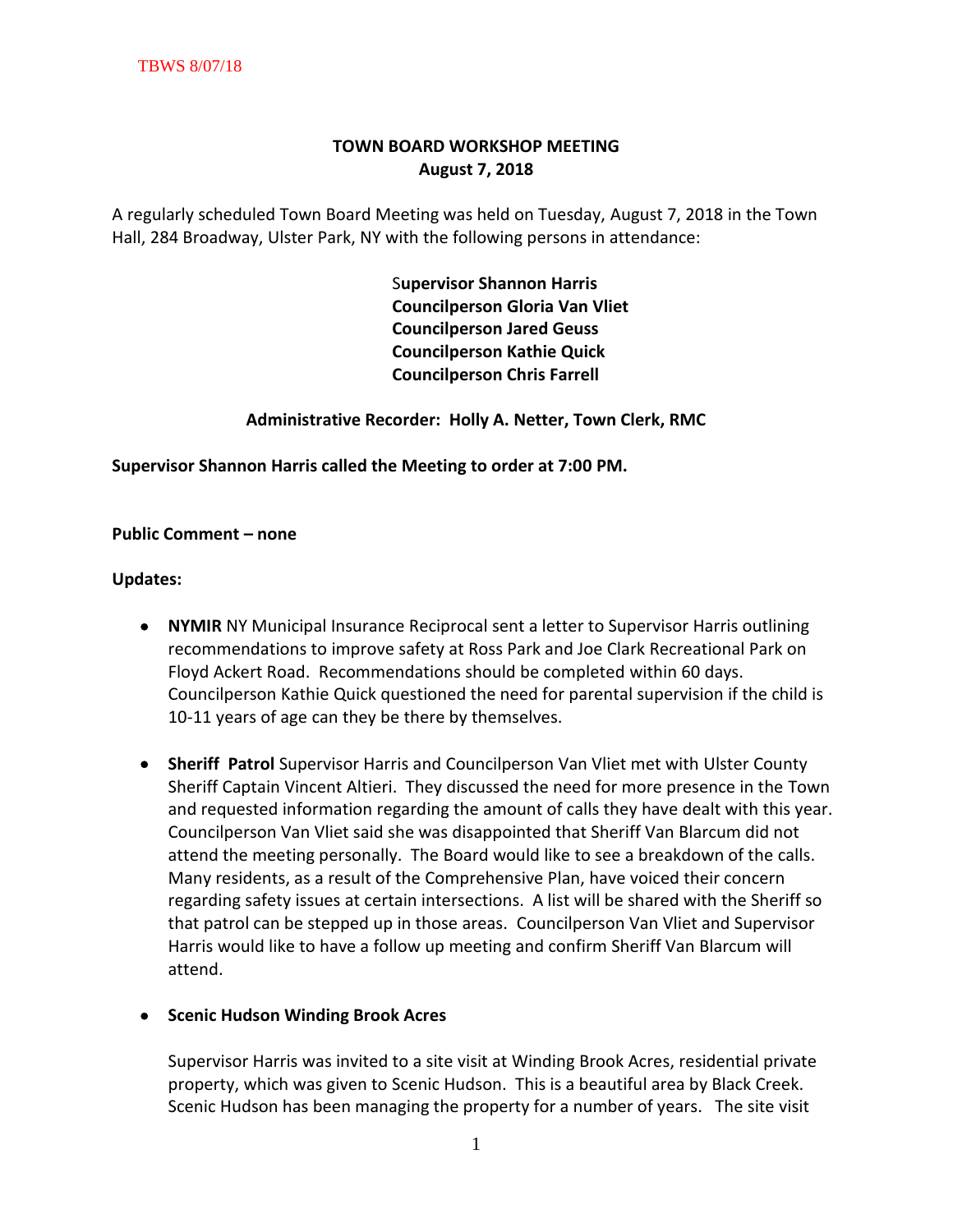# TOWN BOARD WORKSHOP MEETING
## August 7, 2018

A regularly scheduled Town Board Meeting was held on Tuesday, August 7, 2018 in the Town Hall, 284 Broadway, Ulster Park, NY with the following persons in attendance:

**Supervisor Shannon Harris**
**Councilperson Gloria Van Vliet**
**Councilperson Jared Geuss**
**Councilperson Kathie Quick**
**Councilperson Chris Farrell**

**Administrative Recorder: Holly A. Netter, Town Clerk, RMC**

**Supervisor Shannon Harris called the Meeting to order at 7:00 PM.**

**Public Comment – none**

**Updates:**

- **NYMIR** NY Municipal Insurance Reciprocal sent a letter to Supervisor Harris outlining recommendations to improve safety at Ross Park and Joe Clark Recreational Park on Floyd Ackert Road. Recommendations should be completed within 60 days. Councilperson Kathie Quick questioned the need for parental supervision if the child is 10-11 years of age can they be there by themselves.

- **Sheriff Patrol** Supervisor Harris and Councilperson Van Vliet met with Ulster County Sheriff Captain Vincent Altieri. They discussed the need for more presence in the Town and requested information regarding the amount of calls they have dealt with this year. Councilperson Van Vliet said she was disappointed that Sheriff Van Blarcum did not attend the meeting personally. The Board would like to see a breakdown of the calls. Many residents, as a result of the Comprehensive Plan, have voiced their concern regarding safety issues at certain intersections. A list will be shared with the Sheriff so that patrol can be stepped up in those areas. Councilperson Van Vliet and Supervisor Harris would like to have a follow up meeting and confirm Sheriff Van Blarcum will attend.

- **Scenic Hudson Winding Brook Acres**

  Supervisor Harris was invited to a site visit at Winding Brook Acres, residential private property, which was given to Scenic Hudson. This is a beautiful area by Black Creek. Scenic Hudson has been managing the property for a number of years. The site visit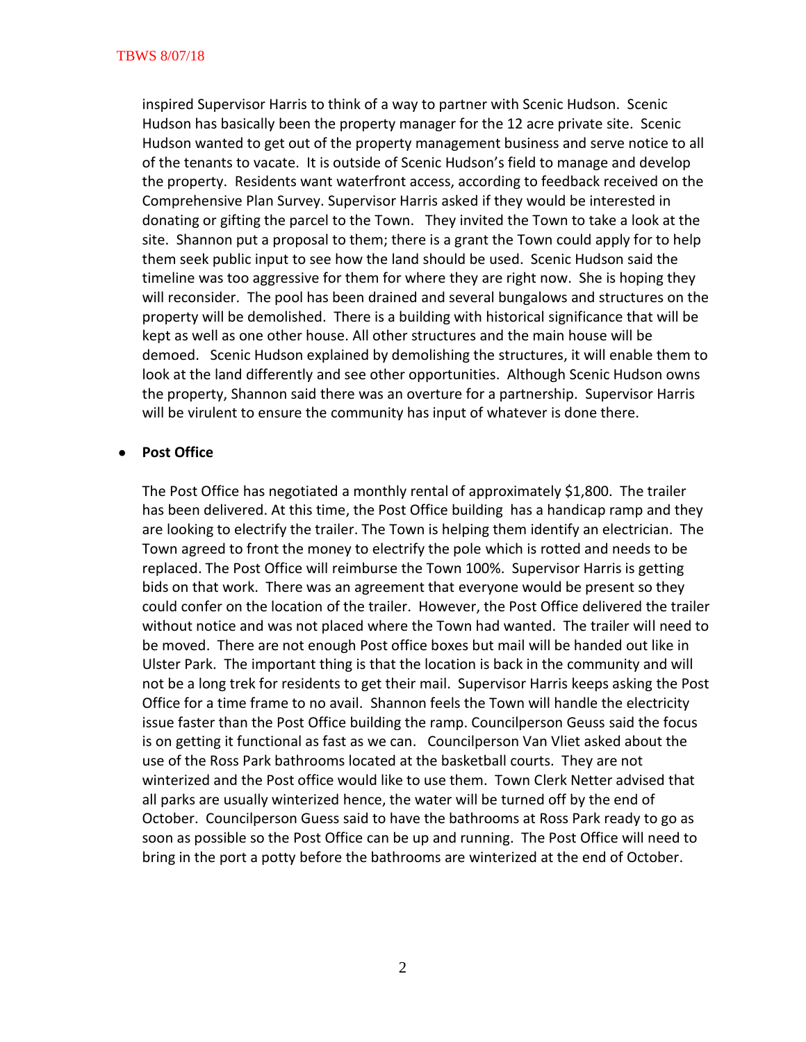inspired Supervisor Harris to think of a way to partner with Scenic Hudson. Scenic Hudson has basically been the property manager for the 12 acre private site. Scenic Hudson wanted to get out of the property management business and serve notice to all of the tenants to vacate. It is outside of Scenic Hudson's field to manage and develop the property. Residents want waterfront access, according to feedback received on the Comprehensive Plan Survey. Supervisor Harris asked if they would be interested in donating or gifting the parcel to the Town. They invited the Town to take a look at the site. Shannon put a proposal to them; there is a grant the Town could apply for to help them seek public input to see how the land should be used. Scenic Hudson said the timeline was too aggressive for them for where they are right now. She is hoping they will reconsider. The pool has been drained and several bungalows and structures on the property will be demolished. There is a building with historical significance that will be kept as well as one other house. All other structures and the main house will be demoed. Scenic Hudson explained by demolishing the structures, it will enable them to look at the land differently and see other opportunities. Although Scenic Hudson owns the property, Shannon said there was an overture for a partnership. Supervisor Harris will be virulent to ensure the community has input of whatever is done there.

- **Post Office**

  The Post Office has negotiated a monthly rental of approximately $1,800. The trailer has been delivered. At this time, the Post Office building has a handicap ramp and they are looking to electrify the trailer. The Town is helping them identify an electrician. The Town agreed to front the money to electrify the pole which is rotted and needs to be replaced. The Post Office will reimburse the Town 100%. Supervisor Harris is getting bids on that work. There was an agreement that everyone would be present so they could confer on the location of the trailer. However, the Post Office delivered the trailer without notice and was not placed where the Town had wanted. The trailer will need to be moved. There are not enough Post office boxes but mail will be handed out like in Ulster Park. The important thing is that the location is back in the community and will not be a long trek for residents to get their mail. Supervisor Harris keeps asking the Post Office for a time frame to no avail. Shannon feels the Town will handle the electricity issue faster than the Post Office building the ramp. Councilperson Geuss said the focus is on getting it functional as fast as we can. Councilperson Van Vliet asked about the use of the Ross Park bathrooms located at the basketball courts. They are not winterized and the Post office would like to use them. Town Clerk Netter advised that all parks are usually winterized hence, the water will be turned off by the end of October. Councilperson Guess said to have the bathrooms at Ross Park ready to go as soon as possible so the Post Office can be up and running. The Post Office will need to bring in the port a potty before the bathrooms are winterized at the end of October.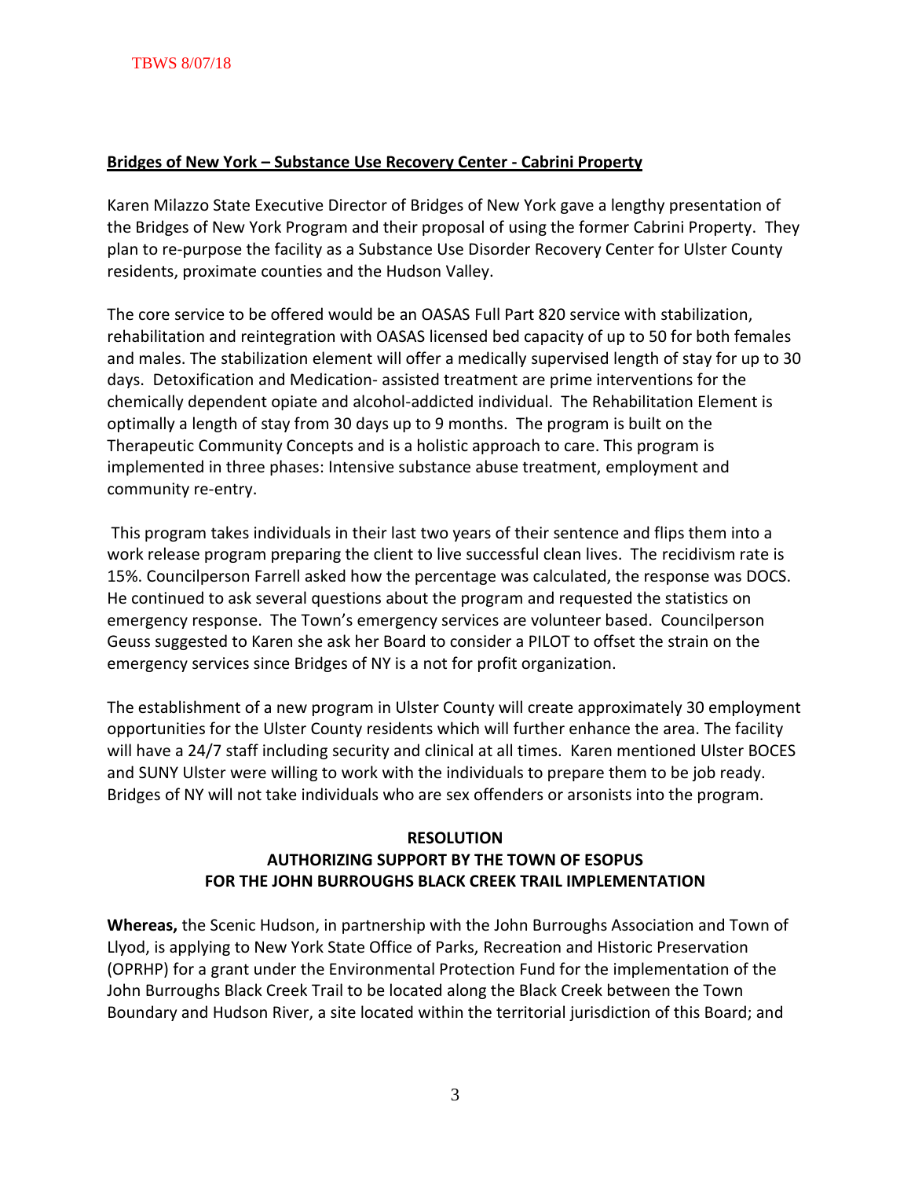**Bridges of New York – Substance Use Recovery Center - Cabrini Property**

Karen Milazzo State Executive Director of Bridges of New York gave a lengthy presentation of the Bridges of New York Program and their proposal of using the former Cabrini Property. They plan to re-purpose the facility as a Substance Use Disorder Recovery Center for Ulster County residents, proximate counties and the Hudson Valley.

The core service to be offered would be an OASAS Full Part 820 service with stabilization, rehabilitation and reintegration with OASAS licensed bed capacity of up to 50 for both females and males. The stabilization element will offer a medically supervised length of stay for up to 30 days. Detoxification and Medication- assisted treatment are prime interventions for the chemically dependent opiate and alcohol-addicted individual. The Rehabilitation Element is optimally a length of stay from 30 days up to 9 months. The program is built on the Therapeutic Community Concepts and is a holistic approach to care. This program is implemented in three phases: Intensive substance abuse treatment, employment and community re-entry.

This program takes individuals in their last two years of their sentence and flips them into a work release program preparing the client to live successful clean lives. The recidivism rate is 15%. Councilperson Farrell asked how the percentage was calculated, the response was DOCS. He continued to ask several questions about the program and requested the statistics on emergency response. The Town's emergency services are volunteer based. Councilperson Geuss suggested to Karen she ask her Board to consider a PILOT to offset the strain on the emergency services since Bridges of NY is a not for profit organization.

The establishment of a new program in Ulster County will create approximately 30 employment opportunities for the Ulster County residents which will further enhance the area. The facility will have a 24/7 staff including security and clinical at all times. Karen mentioned Ulster BOCES and SUNY Ulster were willing to work with the individuals to prepare them to be job ready. Bridges of NY will not take individuals who are sex offenders or arsonists into the program.

**RESOLUTION**
**AUTHORIZING SUPPORT BY THE TOWN OF ESOPUS**
**FOR THE JOHN BURROUGHS BLACK CREEK TRAIL IMPLEMENTATION**

**Whereas,** the Scenic Hudson, in partnership with the John Burroughs Association and Town of Llyod, is applying to New York State Office of Parks, Recreation and Historic Preservation (OPRHP) for a grant under the Environmental Protection Fund for the implementation of the John Burroughs Black Creek Trail to be located along the Black Creek between the Town Boundary and Hudson River, a site located within the territorial jurisdiction of this Board; and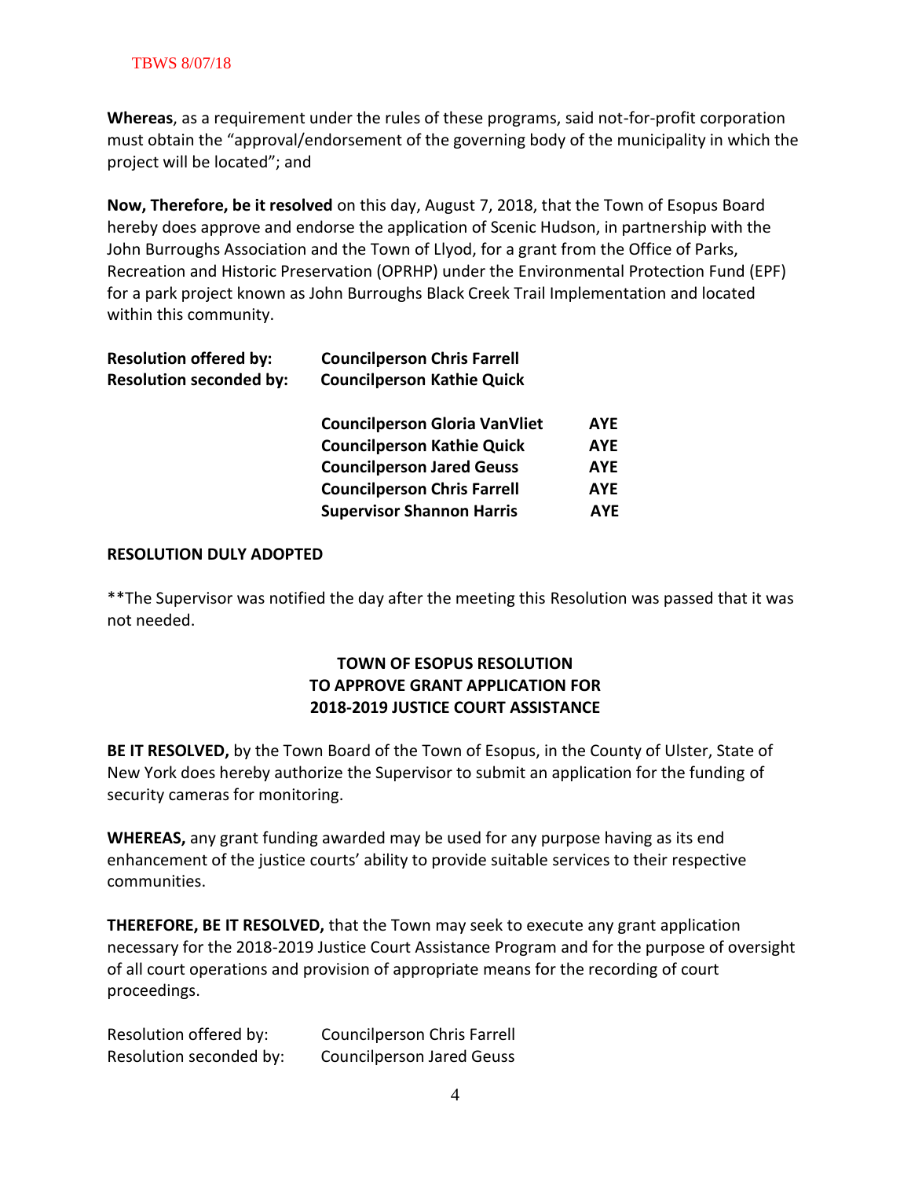**Whereas**, as a requirement under the rules of these programs, said not-for-profit corporation must obtain the "approval/endorsement of the governing body of the municipality in which the project will be located"; and

**Now, Therefore, be it resolved** on this day, August 7, 2018, that the Town of Esopus Board hereby does approve and endorse the application of Scenic Hudson, in partnership with the John Burroughs Association and the Town of Llyod, for a grant from the Office of Parks, Recreation and Historic Preservation (OPRHP) under the Environmental Protection Fund (EPF) for a park project known as John Burroughs Black Creek Trail Implementation and located within this community.

**Resolution offered by:** **Councilperson Chris Farrell**
**Resolution seconded by:** **Councilperson Kathie Quick**

| | |
|---|---|
| **Councilperson Gloria VanVliet** | **AYE** |
| **Councilperson Kathie Quick** | **AYE** |
| **Councilperson Jared Geuss** | **AYE** |
| **Councilperson Chris Farrell** | **AYE** |
| **Supervisor Shannon Harris** | **AYE** |

**RESOLUTION DULY ADOPTED**

**The Supervisor was notified the day after the meeting this Resolution was passed that it was not needed.

**TOWN OF ESOPUS RESOLUTION TO APPROVE GRANT APPLICATION FOR 2018-2019 JUSTICE COURT ASSISTANCE**

**BE IT RESOLVED,** by the Town Board of the Town of Esopus, in the County of Ulster, State of New York does hereby authorize the Supervisor to submit an application for the funding of security cameras for monitoring.

**WHEREAS,** any grant funding awarded may be used for any purpose having as its end enhancement of the justice courts' ability to provide suitable services to their respective communities.

**THEREFORE, BE IT RESOLVED,** that the Town may seek to execute any grant application necessary for the 2018-2019 Justice Court Assistance Program and for the purpose of oversight of all court operations and provision of appropriate means for the recording of court proceedings.

Resolution offered by: Councilperson Chris Farrell
Resolution seconded by: Councilperson Jared Geuss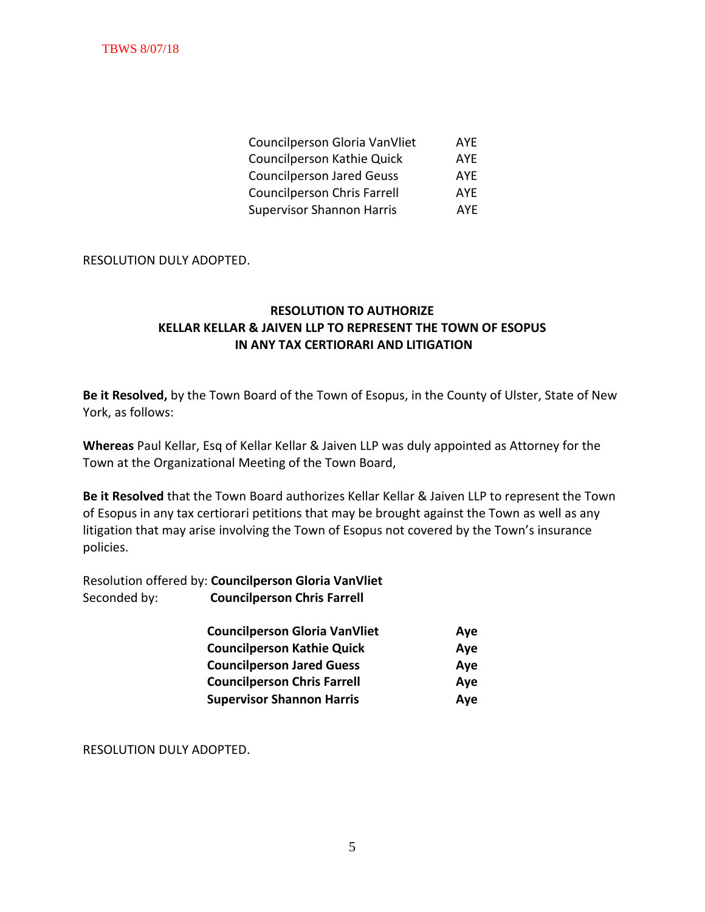| | |
|---|---|
| Councilperson Gloria VanVliet | AYE |
| Councilperson Kathie Quick | AYE |
| Councilperson Jared Geuss | AYE |
| Councilperson Chris Farrell | AYE |
| Supervisor Shannon Harris | AYE |

RESOLUTION DULY ADOPTED.

**RESOLUTION TO AUTHORIZE KELLAR KELLAR & JAIVEN LLP TO REPRESENT THE TOWN OF ESOPUS IN ANY TAX CERTIORARI AND LITIGATION**

**Be it Resolved,** by the Town Board of the Town of Esopus, in the County of Ulster, State of New York, as follows:

**Whereas** Paul Kellar, Esq of Kellar Kellar & Jaiven LLP was duly appointed as Attorney for the Town at the Organizational Meeting of the Town Board,

**Be it Resolved** that the Town Board authorizes Kellar Kellar & Jaiven LLP to represent the Town of Esopus in any tax certiorari petitions that may be brought against the Town as well as any litigation that may arise involving the Town of Esopus not covered by the Town's insurance policies.

Resolution offered by: **Councilperson Gloria VanVliet**
Seconded by: **Councilperson Chris Farrell**

| | |
|---|---|
| **Councilperson Gloria VanVliet** | **Aye** |
| **Councilperson Kathie Quick** | **Aye** |
| **Councilperson Jared Guess** | **Aye** |
| **Councilperson Chris Farrell** | **Aye** |
| **Supervisor Shannon Harris** | **Aye** |

RESOLUTION DULY ADOPTED.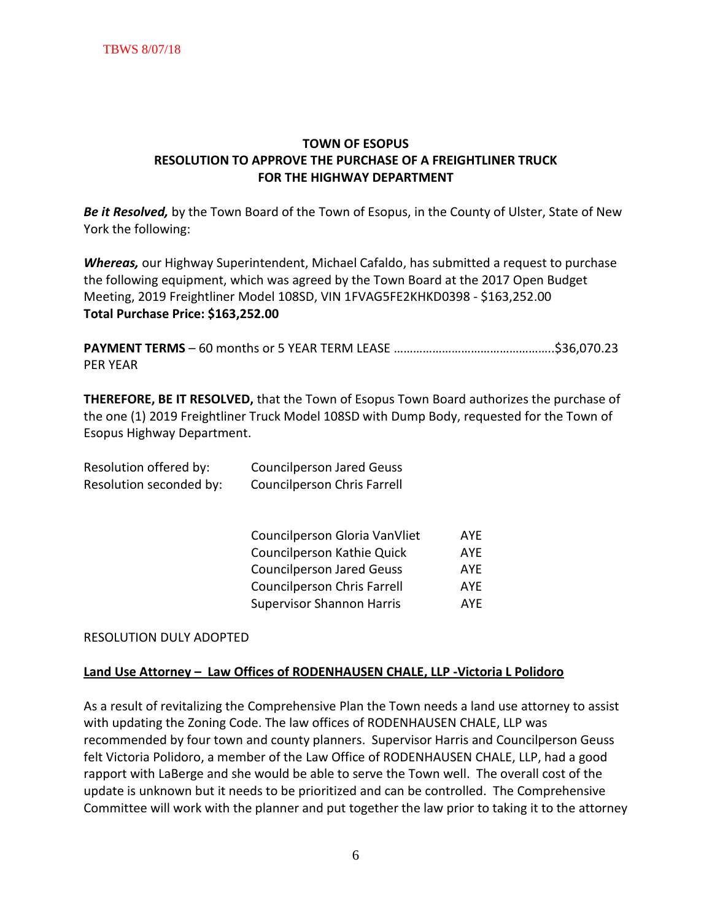## TOWN OF ESOPUS
## RESOLUTION TO APPROVE THE PURCHASE OF A FREIGHTLINER TRUCK FOR THE HIGHWAY DEPARTMENT

***Be it Resolved,*** by the Town Board of the Town of Esopus, in the County of Ulster, State of New York the following:

***Whereas,*** our Highway Superintendent, Michael Cafaldo, has submitted a request to purchase the following equipment, which was agreed by the Town Board at the 2017 Open Budget Meeting, 2019 Freightliner Model 108SD, VIN 1FVAG5FE2KHKD0398 - $163,252.00
**Total Purchase Price: $163,252.00**

**PAYMENT TERMS** – 60 months or 5 YEAR TERM LEASE …………………………………………..$36,070.23 PER YEAR

**THEREFORE, BE IT RESOLVED,** that the Town of Esopus Town Board authorizes the purchase of the one (1) 2019 Freightliner Truck Model 108SD with Dump Body, requested for the Town of Esopus Highway Department.

Resolution offered by: Councilperson Jared Geuss
Resolution seconded by: Councilperson Chris Farrell

| | |
|---|---|
| Councilperson Gloria VanVliet | AYE |
| Councilperson Kathie Quick | AYE |
| Councilperson Jared Geuss | AYE |
| Councilperson Chris Farrell | AYE |
| Supervisor Shannon Harris | AYE |

RESOLUTION DULY ADOPTED

**Land Use Attorney – Law Offices of RODENHAUSEN CHALE, LLP -Victoria L Polidoro**

As a result of revitalizing the Comprehensive Plan the Town needs a land use attorney to assist with updating the Zoning Code. The law offices of RODENHAUSEN CHALE, LLP was recommended by four town and county planners. Supervisor Harris and Councilperson Geuss felt Victoria Polidoro, a member of the Law Office of RODENHAUSEN CHALE, LLP, had a good rapport with LaBerge and she would be able to serve the Town well. The overall cost of the update is unknown but it needs to be prioritized and can be controlled. The Comprehensive Committee will work with the planner and put together the law prior to taking it to the attorney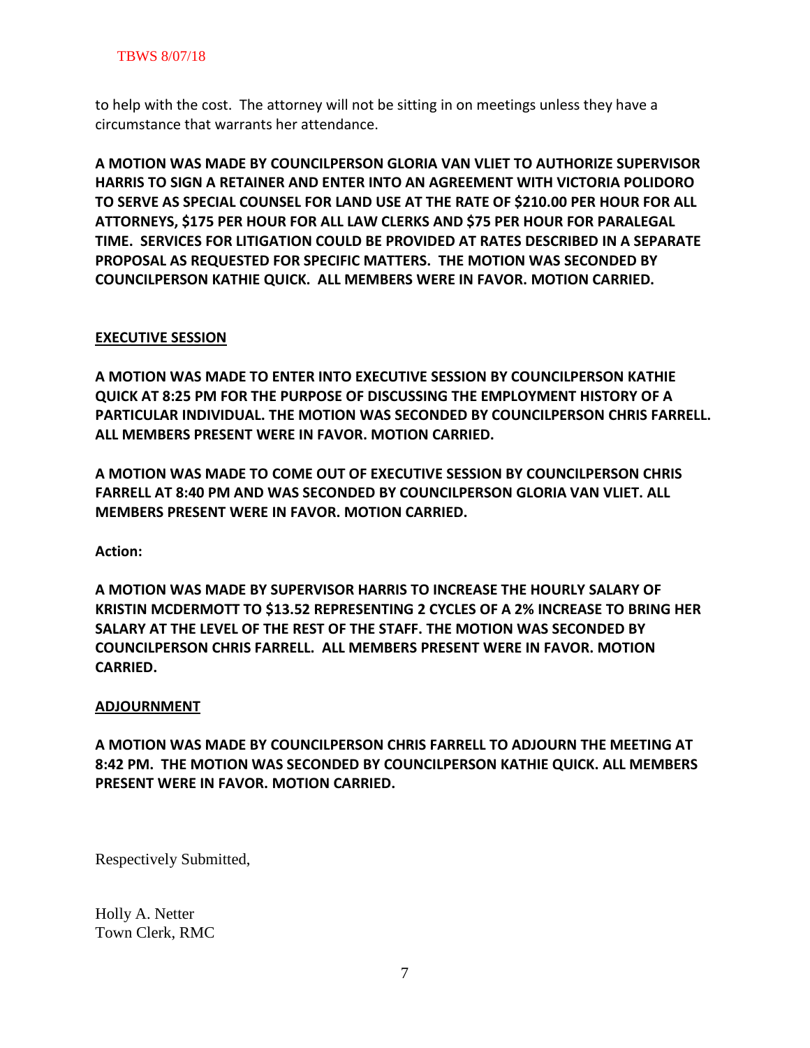to help with the cost. The attorney will not be sitting in on meetings unless they have a circumstance that warrants her attendance.

**A MOTION WAS MADE BY COUNCILPERSON GLORIA VAN VLIET TO AUTHORIZE SUPERVISOR HARRIS TO SIGN A RETAINER AND ENTER INTO AN AGREEMENT WITH VICTORIA POLIDORO TO SERVE AS SPECIAL COUNSEL FOR LAND USE AT THE RATE OF $210.00 PER HOUR FOR ALL ATTORNEYS, $175 PER HOUR FOR ALL LAW CLERKS AND $75 PER HOUR FOR PARALEGAL TIME. SERVICES FOR LITIGATION COULD BE PROVIDED AT RATES DESCRIBED IN A SEPARATE PROPOSAL AS REQUESTED FOR SPECIFIC MATTERS. THE MOTION WAS SECONDED BY COUNCILPERSON KATHIE QUICK. ALL MEMBERS WERE IN FAVOR. MOTION CARRIED.**

## EXECUTIVE SESSION

**A MOTION WAS MADE TO ENTER INTO EXECUTIVE SESSION BY COUNCILPERSON KATHIE QUICK AT 8:25 PM FOR THE PURPOSE OF DISCUSSING THE EMPLOYMENT HISTORY OF A PARTICULAR INDIVIDUAL. THE MOTION WAS SECONDED BY COUNCILPERSON CHRIS FARRELL. ALL MEMBERS PRESENT WERE IN FAVOR. MOTION CARRIED.**

**A MOTION WAS MADE TO COME OUT OF EXECUTIVE SESSION BY COUNCILPERSON CHRIS FARRELL AT 8:40 PM AND WAS SECONDED BY COUNCILPERSON GLORIA VAN VLIET. ALL MEMBERS PRESENT WERE IN FAVOR. MOTION CARRIED.**

**Action:**

**A MOTION WAS MADE BY SUPERVISOR HARRIS TO INCREASE THE HOURLY SALARY OF KRISTIN MCDERMOTT TO $13.52 REPRESENTING 2 CYCLES OF A 2% INCREASE TO BRING HER SALARY AT THE LEVEL OF THE REST OF THE STAFF. THE MOTION WAS SECONDED BY COUNCILPERSON CHRIS FARRELL. ALL MEMBERS PRESENT WERE IN FAVOR. MOTION CARRIED.**

## ADJOURNMENT

**A MOTION WAS MADE BY COUNCILPERSON CHRIS FARRELL TO ADJOURN THE MEETING AT 8:42 PM. THE MOTION WAS SECONDED BY COUNCILPERSON KATHIE QUICK. ALL MEMBERS PRESENT WERE IN FAVOR. MOTION CARRIED.**

Respectively Submitted,

Holly A. Netter
Town Clerk, RMC